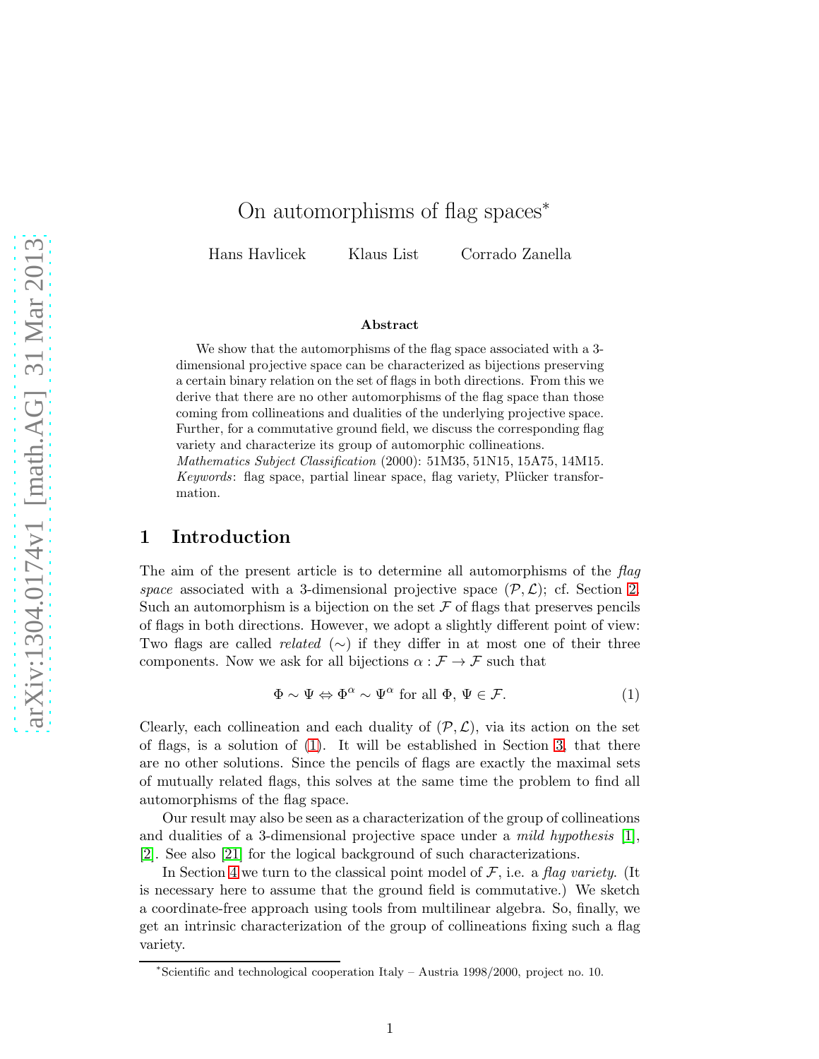# On automorphisms of flag spaces*

Hans Havlicek  Klaus List  Corrado Zanella

**Abstract**

We show that the automorphisms of the flag space associated with a 3-dimensional projective space can be characterized as bijections preserving a certain binary relation on the set of flags in both directions. From this we derive that there are no other automorphisms of the flag space than those coming from collineations and dualities of the underlying projective space. Further, for a commutative ground field, we discuss the corresponding flag variety and characterize its group of automorphic collineations.
*Mathematics Subject Classification* (2000): 51M35, 51N15, 15A75, 14M15.
*Keywords*: flag space, partial linear space, flag variety, Plücker transformation.

## 1 Introduction

The aim of the present article is to determine all automorphisms of the *flag space* associated with a 3-dimensional projective space $(\mathcal{P}, \mathcal{L})$; cf. Section 2. Such an automorphism is a bijection on the set $\mathcal{F}$ of flags that preserves pencils of flags in both directions. However, we adopt a slightly different point of view: Two flags are called *related* ($\sim$) if they differ in at most one of their three components. Now we ask for all bijections $\alpha : \mathcal{F} \to \mathcal{F}$ such that

$$\Phi \sim \Psi \Leftrightarrow \Phi^{\alpha} \sim \Psi^{\alpha} \text{ for all } \Phi,\, \Psi \in \mathcal{F}. \tag{1}$$

Clearly, each collineation and each duality of $(\mathcal{P}, \mathcal{L})$, via its action on the set of flags, is a solution of (1). It will be established in Section 3, that there are no other solutions. Since the pencils of flags are exactly the maximal sets of mutually related flags, this solves at the same time the problem to find all automorphisms of the flag space.

Our result may also be seen as a characterization of the group of collineations and dualities of a 3-dimensional projective space under a *mild hypothesis* [1], [2]. See also [21] for the logical background of such characterizations.

In Section 4 we turn to the classical point model of $\mathcal{F}$, i.e. a *flag variety*. (It is necessary here to assume that the ground field is commutative.) We sketch a coordinate-free approach using tools from multilinear algebra. So, finally, we get an intrinsic characterization of the group of collineations fixing such a flag variety.

*Scientific and technological cooperation Italy – Austria 1998/2000, project no. 10.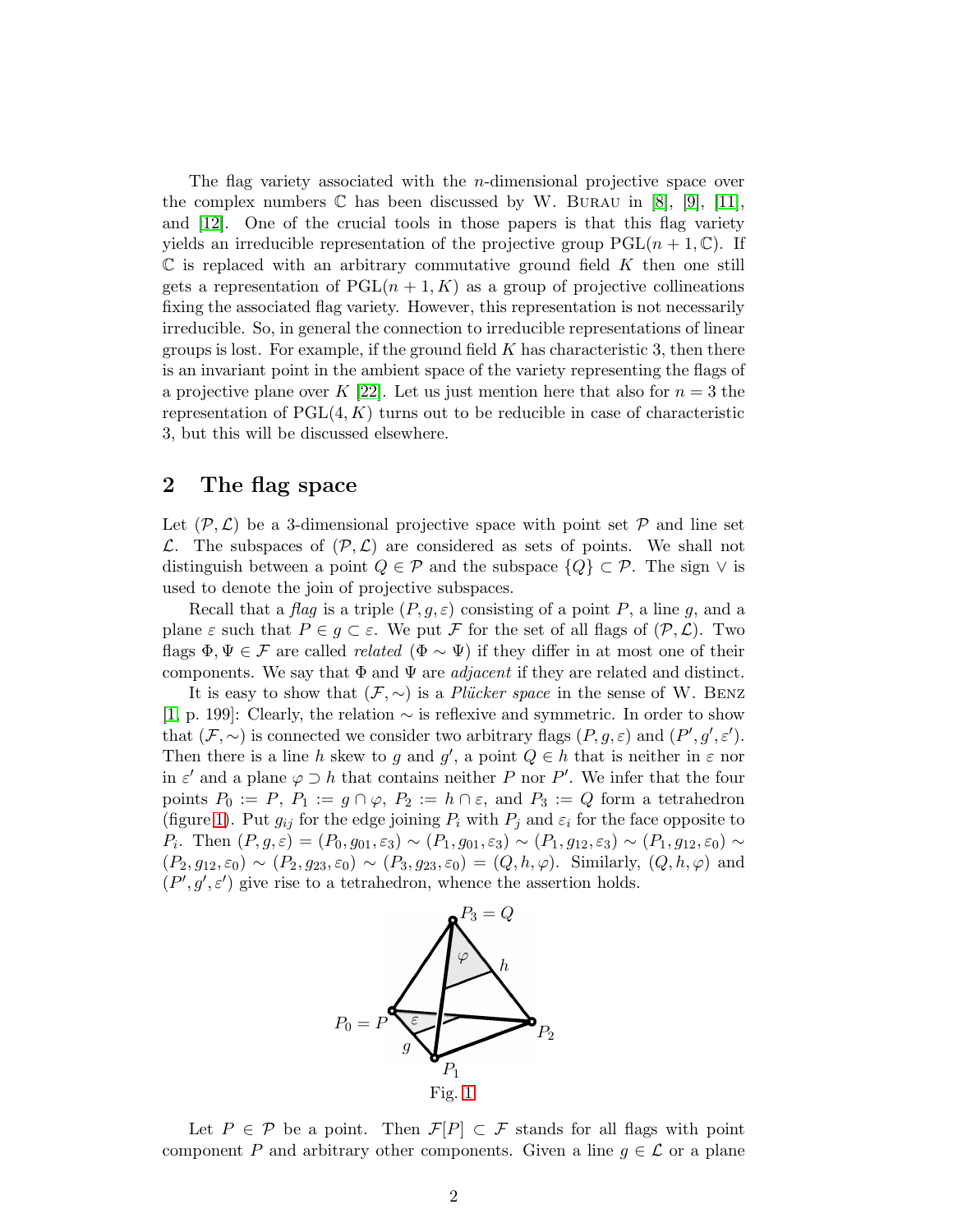The flag variety associated with the $n$-dimensional projective space over the complex numbers $\mathbb{C}$ has been discussed by W. Burau in [8], [9], [11], and [12]. One of the crucial tools in those papers is that this flag variety yields an irreducible representation of the projective group $\mathrm{PGL}(n+1,\mathbb{C})$. If $\mathbb{C}$ is replaced with an arbitrary commutative ground field $K$ then one still gets a representation of $\mathrm{PGL}(n+1,K)$ as a group of projective collineations fixing the associated flag variety. However, this representation is not necessarily irreducible. So, in general the connection to irreducible representations of linear groups is lost. For example, if the ground field $K$ has characteristic 3, then there is an invariant point in the ambient space of the variety representing the flags of a projective plane over $K$ [22]. Let us just mention here that also for $n = 3$ the representation of $\mathrm{PGL}(4,K)$ turns out to be reducible in case of characteristic 3, but this will be discussed elsewhere.

## 2 The flag space

Let $(\mathcal{P},\mathcal{L})$ be a 3-dimensional projective space with point set $\mathcal{P}$ and line set $\mathcal{L}$. The subspaces of $(\mathcal{P},\mathcal{L})$ are considered as sets of points. We shall not distinguish between a point $Q \in \mathcal{P}$ and the subspace $\{Q\} \subset \mathcal{P}$. The sign $\vee$ is used to denote the join of projective subspaces.

Recall that a *flag* is a triple $(P, g, \varepsilon)$ consisting of a point $P$, a line $g$, and a plane $\varepsilon$ such that $P \in g \subset \varepsilon$. We put $\mathcal{F}$ for the set of all flags of $(\mathcal{P},\mathcal{L})$. Two flags $\Phi, \Psi \in \mathcal{F}$ are called *related* ($\Phi \sim \Psi$) if they differ in at most one of their components. We say that $\Phi$ and $\Psi$ are *adjacent* if they are related and distinct.

It is easy to show that $(\mathcal{F},\sim)$ is a *Plücker space* in the sense of W. Benz [1, p. 199]: Clearly, the relation $\sim$ is reflexive and symmetric. In order to show that $(\mathcal{F},\sim)$ is connected we consider two arbitrary flags $(P, g, \varepsilon)$ and $(P', g', \varepsilon')$. Then there is a line $h$ skew to $g$ and $g'$, a point $Q \in h$ that is neither in $\varepsilon$ nor in $\varepsilon'$ and a plane $\varphi \supset h$ that contains neither $P$ nor $P'$. We infer that the four points $P_0 := P$, $P_1 := g \cap \varphi$, $P_2 := h \cap \varepsilon$, and $P_3 := Q$ form a tetrahedron (figure 1). Put $g_{ij}$ for the edge joining $P_i$ with $P_j$ and $\varepsilon_i$ for the face opposite to $P_i$. Then $(P, g, \varepsilon) = (P_0, g_{01}, \varepsilon_3) \sim (P_1, g_{01}, \varepsilon_3) \sim (P_1, g_{12}, \varepsilon_3) \sim (P_1, g_{12}, \varepsilon_0) \sim (P_2, g_{12}, \varepsilon_0) \sim (P_2, g_{23}, \varepsilon_0) \sim (P_3, g_{23}, \varepsilon_0) = (Q, h, \varphi)$. Similarly, $(Q, h, \varphi)$ and $(P', g', \varepsilon')$ give rise to a tetrahedron, whence the assertion holds.

Fig. 1

Let $P \in \mathcal{P}$ be a point. Then $\mathcal{F}[P] \subset \mathcal{F}$ stands for all flags with point component $P$ and arbitrary other components. Given a line $g \in \mathcal{L}$ or a plane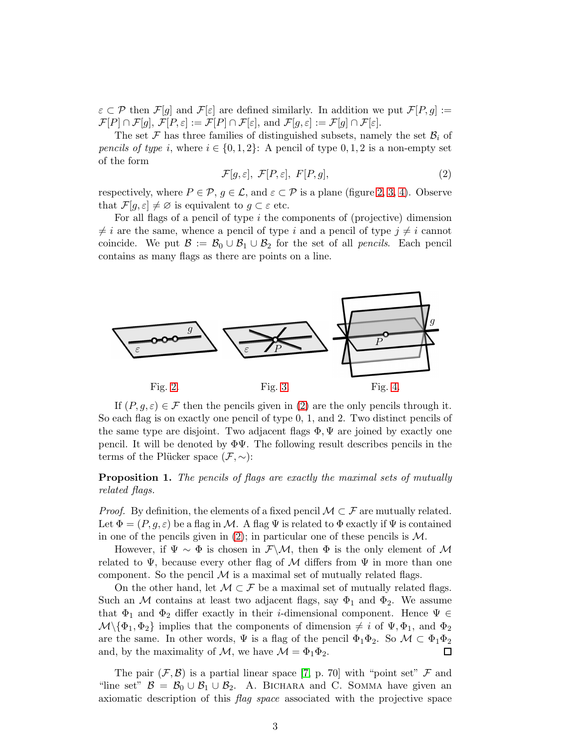$\varepsilon \subset \mathcal{P}$ then $\mathcal{F}[g]$ and $\mathcal{F}[\varepsilon]$ are defined similarly. In addition we put $\mathcal{F}[P, g] := \mathcal{F}[P] \cap \mathcal{F}[g]$, $\mathcal{F}[P, \varepsilon] := \mathcal{F}[P] \cap \mathcal{F}[\varepsilon]$, and $\mathcal{F}[g, \varepsilon] := \mathcal{F}[g] \cap \mathcal{F}[\varepsilon]$.

The set $\mathcal{F}$ has three families of distinguished subsets, namely the set $\mathcal{B}_i$ of *pencils of type* $i$, where $i \in \{0, 1, 2\}$: A pencil of type $0, 1, 2$ is a non-empty set of the form

$$\mathcal{F}[g, \varepsilon],\ \mathcal{F}[P, \varepsilon],\ F[P, g], \tag{2}$$

respectively, where $P \in \mathcal{P}$, $g \in \mathcal{L}$, and $\varepsilon \subset \mathcal{P}$ is a plane (figure 2, 3, 4). Observe that $\mathcal{F}[g, \varepsilon] \neq \varnothing$ is equivalent to $g \subset \varepsilon$ etc.

For all flags of a pencil of type $i$ the components of (projective) dimension $\neq i$ are the same, whence a pencil of type $i$ and a pencil of type $j \neq i$ cannot coincide. We put $\mathcal{B} := \mathcal{B}_0 \cup \mathcal{B}_1 \cup \mathcal{B}_2$ for the set of all *pencils*. Each pencil contains as many flags as there are points on a line.

Fig. 2. Fig. 3. Fig. 4.

If $(P, g, \varepsilon) \in \mathcal{F}$ then the pencils given in (2) are the only pencils through it. So each flag is on exactly one pencil of type 0, 1, and 2. Two distinct pencils of the same type are disjoint. Two adjacent flags $\Phi, \Psi$ are joined by exactly one pencil. It will be denoted by $\Phi\Psi$. The following result describes pencils in the terms of the Plücker space $(\mathcal{F}, \sim)$:

**Proposition 1.** *The pencils of flags are exactly the maximal sets of mutually related flags.*

*Proof.* By definition, the elements of a fixed pencil $\mathcal{M} \subset \mathcal{F}$ are mutually related. Let $\Phi = (P, g, \varepsilon)$ be a flag in $\mathcal{M}$. A flag $\Psi$ is related to $\Phi$ exactly if $\Psi$ is contained in one of the pencils given in (2); in particular one of these pencils is $\mathcal{M}$.

However, if $\Psi \sim \Phi$ is chosen in $\mathcal{F} \backslash \mathcal{M}$, then $\Phi$ is the only element of $\mathcal{M}$ related to $\Psi$, because every other flag of $\mathcal{M}$ differs from $\Psi$ in more than one component. So the pencil $\mathcal{M}$ is a maximal set of mutually related flags.

On the other hand, let $\mathcal{M} \subset \mathcal{F}$ be a maximal set of mutually related flags. Such an $\mathcal{M}$ contains at least two adjacent flags, say $\Phi_1$ and $\Phi_2$. We assume that $\Phi_1$ and $\Phi_2$ differ exactly in their $i$-dimensional component. Hence $\Psi \in \mathcal{M} \backslash \{\Phi_1, \Phi_2\}$ implies that the components of dimension $\neq i$ of $\Psi, \Phi_1$, and $\Phi_2$ are the same. In other words, $\Psi$ is a flag of the pencil $\Phi_1\Phi_2$. So $\mathcal{M} \subset \Phi_1\Phi_2$ and, by the maximality of $\mathcal{M}$, we have $\mathcal{M} = \Phi_1\Phi_2$. $\square$

The pair $(\mathcal{F}, \mathcal{B})$ is a partial linear space [7, p. 70] with "point set" $\mathcal{F}$ and "line set" $\mathcal{B} = \mathcal{B}_0 \cup \mathcal{B}_1 \cup \mathcal{B}_2$. A. Bichara and C. Somma have given an axiomatic description of this *flag space* associated with the projective space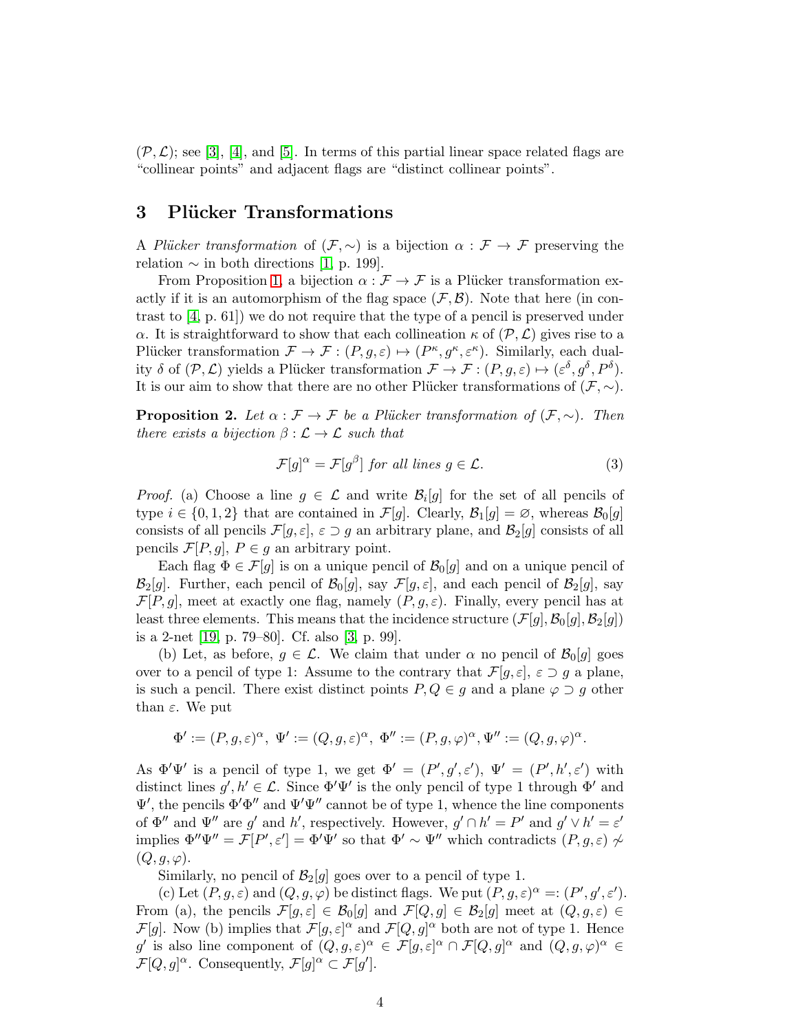$(\mathcal{P}, \mathcal{L})$; see [3], [4], and [5]. In terms of this partial linear space related flags are "collinear points" and adjacent flags are "distinct collinear points".

## 3 Plücker Transformations

A *Plücker transformation* of $(\mathcal{F}, \sim)$ is a bijection $\alpha : \mathcal{F} \to \mathcal{F}$ preserving the relation $\sim$ in both directions [1, p. 199].

From Proposition 1, a bijection $\alpha : \mathcal{F} \to \mathcal{F}$ is a Plücker transformation exactly if it is an automorphism of the flag space $(\mathcal{F}, \mathcal{B})$. Note that here (in contrast to [4, p. 61]) we do not require that the type of a pencil is preserved under $\alpha$. It is straightforward to show that each collineation $\kappa$ of $(\mathcal{P}, \mathcal{L})$ gives rise to a Plücker transformation $\mathcal{F} \to \mathcal{F} : (P, g, \varepsilon) \mapsto (P^\kappa, g^\kappa, \varepsilon^\kappa)$. Similarly, each duality $\delta$ of $(\mathcal{P}, \mathcal{L})$ yields a Plücker transformation $\mathcal{F} \to \mathcal{F} : (P, g, \varepsilon) \mapsto (\varepsilon^\delta, g^\delta, P^\delta)$. It is our aim to show that there are no other Plücker transformations of $(\mathcal{F}, \sim)$.

**Proposition 2.** *Let $\alpha : \mathcal{F} \to \mathcal{F}$ be a Plücker transformation of $(\mathcal{F}, \sim)$. Then there exists a bijection $\beta : \mathcal{L} \to \mathcal{L}$ such that*

$$\mathcal{F}[g]^\alpha = \mathcal{F}[g^\beta] \text{ for all lines } g \in \mathcal{L}. \tag{3}$$

*Proof.* (a) Choose a line $g \in \mathcal{L}$ and write $\mathcal{B}_i[g]$ for the set of all pencils of type $i \in \{0, 1, 2\}$ that are contained in $\mathcal{F}[g]$. Clearly, $\mathcal{B}_1[g] = \varnothing$, whereas $\mathcal{B}_0[g]$ consists of all pencils $\mathcal{F}[g, \varepsilon]$, $\varepsilon \supset g$ an arbitrary plane, and $\mathcal{B}_2[g]$ consists of all pencils $\mathcal{F}[P, g]$, $P \in g$ an arbitrary point.

Each flag $\Phi \in \mathcal{F}[g]$ is on a unique pencil of $\mathcal{B}_0[g]$ and on a unique pencil of $\mathcal{B}_2[g]$. Further, each pencil of $\mathcal{B}_0[g]$, say $\mathcal{F}[g, \varepsilon]$, and each pencil of $\mathcal{B}_2[g]$, say $\mathcal{F}[P, g]$, meet at exactly one flag, namely $(P, g, \varepsilon)$. Finally, every pencil has at least three elements. This means that the incidence structure $(\mathcal{F}[g], \mathcal{B}_0[g], \mathcal{B}_2[g])$ is a 2-net [19, p. 79–80]. Cf. also [3, p. 99].

(b) Let, as before, $g \in \mathcal{L}$. We claim that under $\alpha$ no pencil of $\mathcal{B}_0[g]$ goes over to a pencil of type 1: Assume to the contrary that $\mathcal{F}[g, \varepsilon]$, $\varepsilon \supset g$ a plane, is such a pencil. There exist distinct points $P, Q \in g$ and a plane $\varphi \supset g$ other than $\varepsilon$. We put

$$\Phi' := (P, g, \varepsilon)^\alpha,\ \Psi' := (Q, g, \varepsilon)^\alpha,\ \Phi'' := (P, g, \varphi)^\alpha, \Psi'' := (Q, g, \varphi)^\alpha.$$

As $\Phi'\Psi'$ is a pencil of type 1, we get $\Phi' = (P', g', \varepsilon')$, $\Psi' = (P', h', \varepsilon')$ with distinct lines $g', h' \in \mathcal{L}$. Since $\Phi'\Psi'$ is the only pencil of type 1 through $\Phi'$ and $\Psi'$, the pencils $\Phi'\Phi''$ and $\Psi'\Psi''$ cannot be of type 1, whence the line components of $\Phi''$ and $\Psi''$ are $g'$ and $h'$, respectively. However, $g' \cap h' = P'$ and $g' \vee h' = \varepsilon'$ implies $\Phi''\Psi'' = \mathcal{F}[P', \varepsilon'] = \Phi'\Psi'$ so that $\Phi' \sim \Psi''$ which contradicts $(P, g, \varepsilon) \not\sim (Q, g, \varphi)$.

Similarly, no pencil of $\mathcal{B}_2[g]$ goes over to a pencil of type 1.

(c) Let $(P, g, \varepsilon)$ and $(Q, g, \varphi)$ be distinct flags. We put $(P, g, \varepsilon)^\alpha =: (P', g', \varepsilon')$. From (a), the pencils $\mathcal{F}[g, \varepsilon] \in \mathcal{B}_0[g]$ and $\mathcal{F}[Q, g] \in \mathcal{B}_2[g]$ meet at $(Q, g, \varepsilon) \in \mathcal{F}[g]$. Now (b) implies that $\mathcal{F}[g, \varepsilon]^\alpha$ and $\mathcal{F}[Q, g]^\alpha$ both are not of type 1. Hence $g'$ is also line component of $(Q, g, \varepsilon)^\alpha \in \mathcal{F}[g, \varepsilon]^\alpha \cap \mathcal{F}[Q, g]^\alpha$ and $(Q, g, \varphi)^\alpha \in \mathcal{F}[Q, g]^\alpha$. Consequently, $\mathcal{F}[g]^\alpha \subset \mathcal{F}[g']$.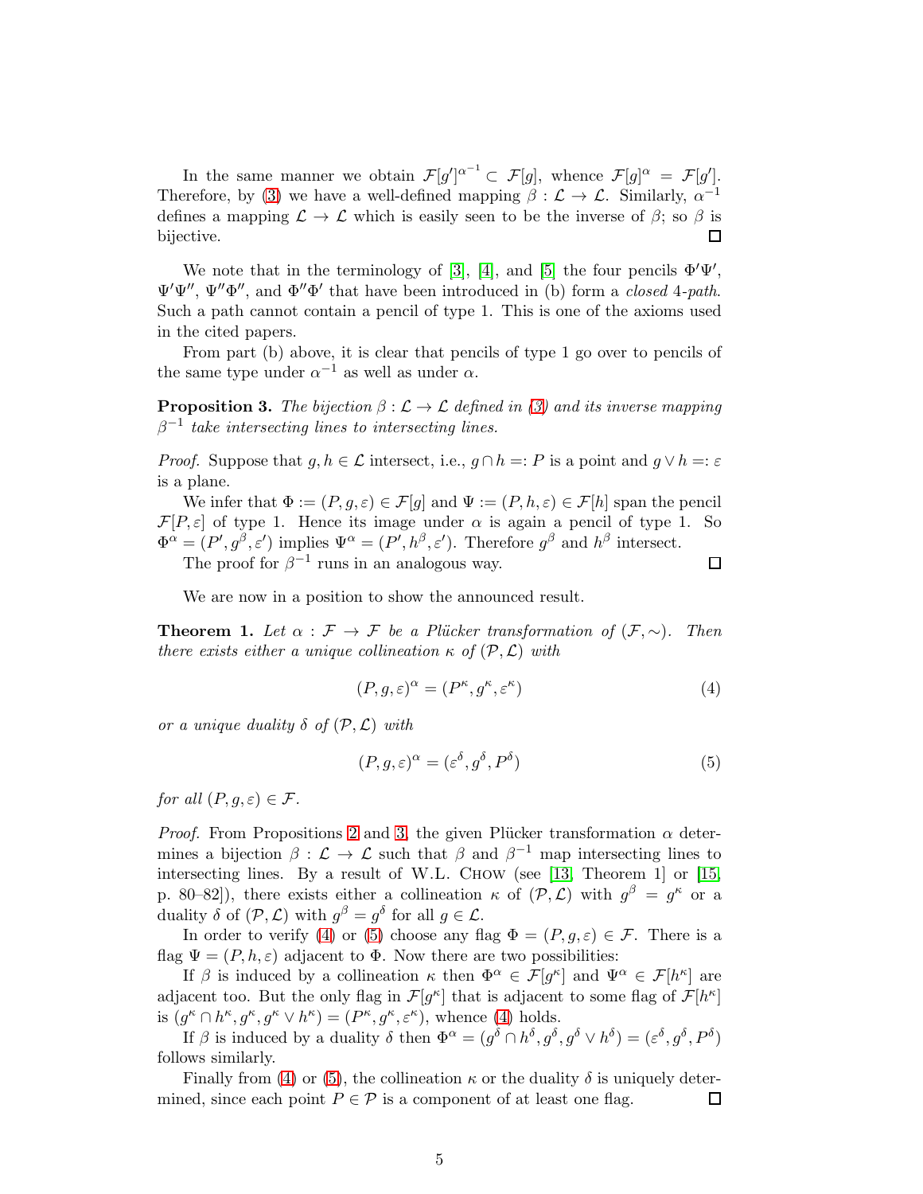In the same manner we obtain $\mathcal{F}[g']^{\alpha^{-1}} \subset \mathcal{F}[g]$, whence $\mathcal{F}[g]^\alpha = \mathcal{F}[g']$. Therefore, by (3) we have a well-defined mapping $\beta : \mathcal{L} \to \mathcal{L}$. Similarly, $\alpha^{-1}$ defines a mapping $\mathcal{L} \to \mathcal{L}$ which is easily seen to be the inverse of $\beta$; so $\beta$ is bijective. ◻

We note that in the terminology of [3], [4], and [5] the four pencils $\Phi'\Psi'$, $\Psi'\Psi''$, $\Psi''\Phi''$, and $\Phi''\Phi'$ that have been introduced in (b) form a *closed* 4*-path*. Such a path cannot contain a pencil of type 1. This is one of the axioms used in the cited papers.

From part (b) above, it is clear that pencils of type 1 go over to pencils of the same type under $\alpha^{-1}$ as well as under $\alpha$.

**Proposition 3.** *The bijection $\beta : \mathcal{L} \to \mathcal{L}$ defined in (3) and its inverse mapping $\beta^{-1}$ take intersecting lines to intersecting lines.*

*Proof.* Suppose that $g, h \in \mathcal{L}$ intersect, i.e., $g \cap h =: P$ is a point and $g \vee h =: \varepsilon$ is a plane.

We infer that $\Phi := (P, g, \varepsilon) \in \mathcal{F}[g]$ and $\Psi := (P, h, \varepsilon) \in \mathcal{F}[h]$ span the pencil $\mathcal{F}[P, \varepsilon]$ of type 1. Hence its image under $\alpha$ is again a pencil of type 1. So $\Phi^\alpha = (P', g^\beta, \varepsilon')$ implies $\Psi^\alpha = (P', h^\beta, \varepsilon')$. Therefore $g^\beta$ and $h^\beta$ intersect.

The proof for $\beta^{-1}$ runs in an analogous way. ◻

We are now in a position to show the announced result.

**Theorem 1.** *Let $\alpha : \mathcal{F} \to \mathcal{F}$ be a Plücker transformation of $(\mathcal{F}, \sim)$. Then there exists either a unique collineation $\kappa$ of $(\mathcal{P}, \mathcal{L})$ with*

$$(P, g, \varepsilon)^\alpha = (P^\kappa, g^\kappa, \varepsilon^\kappa) \tag{4}$$

*or a unique duality $\delta$ of $(\mathcal{P}, \mathcal{L})$ with*

$$(P, g, \varepsilon)^\alpha = (\varepsilon^\delta, g^\delta, P^\delta) \tag{5}$$

*for all $(P, g, \varepsilon) \in \mathcal{F}$.*

*Proof.* From Propositions 2 and 3, the given Plücker transformation $\alpha$ determines a bijection $\beta : \mathcal{L} \to \mathcal{L}$ such that $\beta$ and $\beta^{-1}$ map intersecting lines to intersecting lines. By a result of W.L. Chow (see [13, Theorem 1] or [15, p. 80–82]), there exists either a collineation $\kappa$ of $(\mathcal{P}, \mathcal{L})$ with $g^\beta = g^\kappa$ or a duality $\delta$ of $(\mathcal{P}, \mathcal{L})$ with $g^\beta = g^\delta$ for all $g \in \mathcal{L}$.

In order to verify (4) or (5) choose any flag $\Phi = (P, g, \varepsilon) \in \mathcal{F}$. There is a flag $\Psi = (P, h, \varepsilon)$ adjacent to $\Phi$. Now there are two possibilities:

If $\beta$ is induced by a collineation $\kappa$ then $\Phi^\alpha \in \mathcal{F}[g^\kappa]$ and $\Psi^\alpha \in \mathcal{F}[h^\kappa]$ are adjacent too. But the only flag in $\mathcal{F}[g^\kappa]$ that is adjacent to some flag of $\mathcal{F}[h^\kappa]$ is $(g^\kappa \cap h^\kappa, g^\kappa, g^\kappa \vee h^\kappa) = (P^\kappa, g^\kappa, \varepsilon^\kappa)$, whence (4) holds.

If $\beta$ is induced by a duality $\delta$ then $\Phi^\alpha = (g^\delta \cap h^\delta, g^\delta, g^\delta \vee h^\delta) = (\varepsilon^\delta, g^\delta, P^\delta)$ follows similarly.

Finally from (4) or (5), the collineation $\kappa$ or the duality $\delta$ is uniquely determined, since each point $P \in \mathcal{P}$ is a component of at least one flag. ◻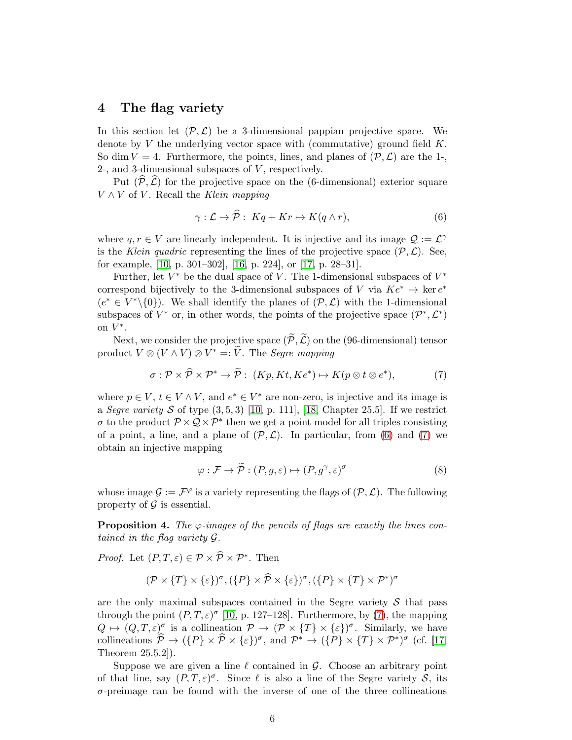## 4 The flag variety

In this section let $(\mathcal{P}, \mathcal{L})$ be a 3-dimensional pappian projective space. We denote by $V$ the underlying vector space with (commutative) ground field $K$. So $\dim V = 4$. Furthermore, the points, lines, and planes of $(\mathcal{P}, \mathcal{L})$ are the 1-, 2-, and 3-dimensional subspaces of $V$, respectively.

Put $(\widehat{\mathcal{P}}, \widehat{\mathcal{L}})$ for the projective space on the (6-dimensional) exterior square $V \wedge V$ of $V$. Recall the *Klein mapping*

$$\gamma : \mathcal{L} \to \widehat{\mathcal{P}} : \; Kq + Kr \mapsto K(q \wedge r), \tag{6}$$

where $q, r \in V$ are linearly independent. It is injective and its image $\mathcal{Q} := \mathcal{L}^\gamma$ is the *Klein quadric* representing the lines of the projective space $(\mathcal{P}, \mathcal{L})$. See, for example, [10, p. 301–302], [16, p. 224], or [17, p. 28–31].

Further, let $V^*$ be the dual space of $V$. The 1-dimensional subspaces of $V^*$ correspond bijectively to the 3-dimensional subspaces of $V$ via $Ke^* \mapsto \ker e^*$ ($e^* \in V^* \backslash \{0\}$). We shall identify the planes of $(\mathcal{P}, \mathcal{L})$ with the 1-dimensional subspaces of $V^*$ or, in other words, the points of the projective space $(\mathcal{P}^*, \mathcal{L}^*)$ on $V^*$.

Next, we consider the projective space $(\widetilde{\mathcal{P}}, \widetilde{\mathcal{L}})$ on the (96-dimensional) tensor product $V \otimes (V \wedge V) \otimes V^* =: \widetilde{V}$. The *Segre mapping*

$$\sigma : \mathcal{P} \times \widehat{\mathcal{P}} \times \mathcal{P}^* \to \widetilde{\mathcal{P}} : \; (Kp, Kt, Ke^*) \mapsto K(p \otimes t \otimes e^*), \tag{7}$$

where $p \in V$, $t \in V \wedge V$, and $e^* \in V^*$ are non-zero, is injective and its image is a *Segre variety* $\mathcal{S}$ of type $(3, 5, 3)$ [10, p. 111], [18, Chapter 25.5]. If we restrict $\sigma$ to the product $\mathcal{P} \times \mathcal{Q} \times \mathcal{P}^*$ then we get a point model for all triples consisting of a point, a line, and a plane of $(\mathcal{P}, \mathcal{L})$. In particular, from (6) and (7) we obtain an injective mapping

$$\varphi : \mathcal{F} \to \widetilde{\mathcal{P}} : (P, g, \varepsilon) \mapsto (P, g^\gamma, \varepsilon)^\sigma \tag{8}$$

whose image $\mathcal{G} := \mathcal{F}^\varphi$ is a variety representing the flags of $(\mathcal{P}, \mathcal{L})$. The following property of $\mathcal{G}$ is essential.

**Proposition 4.** *The $\varphi$-images of the pencils of flags are exactly the lines contained in the flag variety $\mathcal{G}$.*

*Proof.* Let $(P, T, \varepsilon) \in \mathcal{P} \times \widehat{\mathcal{P}} \times \mathcal{P}^*$. Then

$$(\mathcal{P} \times \{T\} \times \{\varepsilon\})^\sigma, (\{P\} \times \widehat{\mathcal{P}} \times \{\varepsilon\})^\sigma, (\{P\} \times \{T\} \times \mathcal{P}^*)^\sigma$$

are the only maximal subspaces contained in the Segre variety $\mathcal{S}$ that pass through the point $(P, T, \varepsilon)^\sigma$ [10, p. 127–128]. Furthermore, by (7), the mapping $Q \mapsto (Q, T, \varepsilon)^\sigma$ is a collineation $\mathcal{P} \to (\mathcal{P} \times \{T\} \times \{\varepsilon\})^\sigma$. Similarly, we have collineations $\widehat{\mathcal{P}} \to (\{P\} \times \widehat{\mathcal{P}} \times \{\varepsilon\})^\sigma$, and $\mathcal{P}^* \to (\{P\} \times \{T\} \times \mathcal{P}^*)^\sigma$ (cf. [17, Theorem 25.5.2]).

Suppose we are given a line $\ell$ contained in $\mathcal{G}$. Choose an arbitrary point of that line, say $(P, T, \varepsilon)^\sigma$. Since $\ell$ is also a line of the Segre variety $\mathcal{S}$, its $\sigma$-preimage can be found with the inverse of one of the three collineations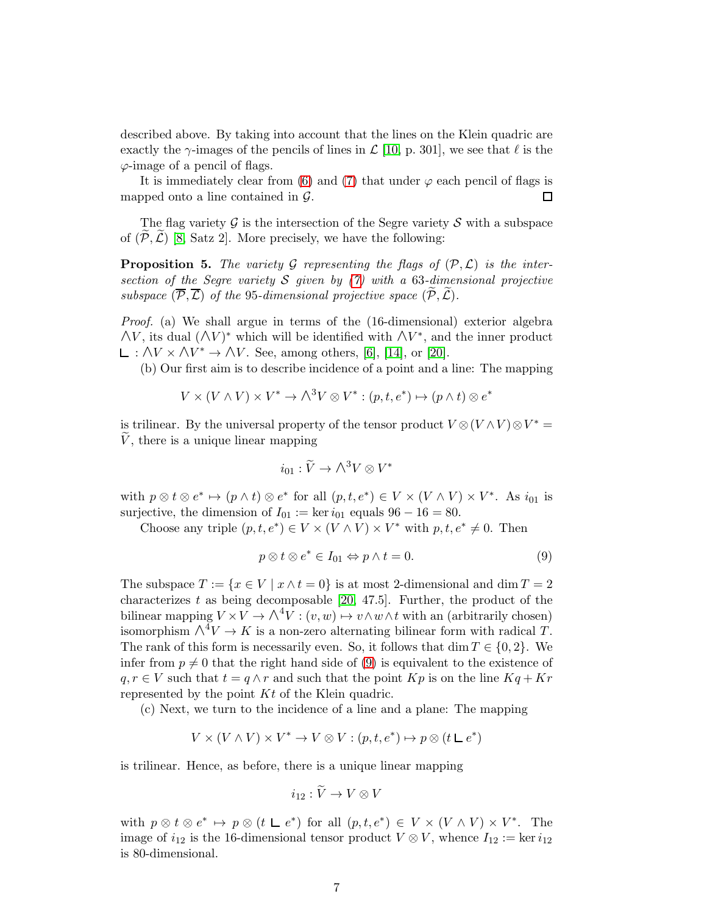described above. By taking into account that the lines on the Klein quadric are exactly the $\gamma$-images of the pencils of lines in $\mathcal{L}$ [10, p. 301], we see that $\ell$ is the $\varphi$-image of a pencil of flags.

It is immediately clear from (6) and (7) that under $\varphi$ each pencil of flags is mapped onto a line contained in $\mathcal{G}$. □

The flag variety $\mathcal{G}$ is the intersection of the Segre variety $\mathcal{S}$ with a subspace of $(\widetilde{\mathcal{P}}, \widetilde{\mathcal{L}})$ [8, Satz 2]. More precisely, we have the following:

**Proposition 5.** *The variety $\mathcal{G}$ representing the flags of $(\mathcal{P}, \mathcal{L})$ is the intersection of the Segre variety $\mathcal{S}$ given by (7) with a 63-dimensional projective subspace $(\overline{\mathcal{P}}, \overline{\mathcal{L}})$ of the 95-dimensional projective space $(\widetilde{\mathcal{P}}, \widetilde{\mathcal{L}})$.*

*Proof.* (a) We shall argue in terms of the (16-dimensional) exterior algebra $\bigwedge V$, its dual $(\bigwedge V)^*$ which will be identified with $\bigwedge V^*$, and the inner product $\llcorner : \bigwedge V \times \bigwedge V^* \to \bigwedge V$. See, among others, [6], [14], or [20].

(b) Our first aim is to describe incidence of a point and a line: The mapping

$$V \times (V \wedge V) \times V^* \to \textstyle\bigwedge^3 V \otimes V^* : (p, t, e^*) \mapsto (p \wedge t) \otimes e^*$$

is trilinear. By the universal property of the tensor product $V \otimes (V \wedge V) \otimes V^* = \widetilde{V}$, there is a unique linear mapping

$$i_{01} : \widetilde{V} \to \textstyle\bigwedge^3 V \otimes V^*$$

with $p \otimes t \otimes e^* \mapsto (p \wedge t) \otimes e^*$ for all $(p, t, e^*) \in V \times (V \wedge V) \times V^*$. As $i_{01}$ is surjective, the dimension of $I_{01} := \ker i_{01}$ equals $96 - 16 = 80$.

Choose any triple $(p, t, e^*) \in V \times (V \wedge V) \times V^*$ with $p, t, e^* \neq 0$. Then

$$p \otimes t \otimes e^* \in I_{01} \Leftrightarrow p \wedge t = 0. \tag{9}$$

The subspace $T := \{x \in V \mid x \wedge t = 0\}$ is at most 2-dimensional and $\dim T = 2$ characterizes $t$ as being decomposable [20, 47.5]. Further, the product of the bilinear mapping $V \times V \to \bigwedge^4 V : (v, w) \mapsto v \wedge w \wedge t$ with an (arbitrarily chosen) isomorphism $\bigwedge^4 V \to K$ is a non-zero alternating bilinear form with radical $T$. The rank of this form is necessarily even. So, it follows that $\dim T \in \{0, 2\}$. We infer from $p \neq 0$ that the right hand side of (9) is equivalent to the existence of $q, r \in V$ such that $t = q \wedge r$ and such that the point $Kp$ is on the line $Kq + Kr$ represented by the point $Kt$ of the Klein quadric.

(c) Next, we turn to the incidence of a line and a plane: The mapping

$$V \times (V \wedge V) \times V^* \to V \otimes V : (p, t, e^*) \mapsto p \otimes (t \llcorner e^*)$$

is trilinear. Hence, as before, there is a unique linear mapping

$$i_{12} : \widetilde{V} \to V \otimes V$$

with $p \otimes t \otimes e^* \mapsto p \otimes (t \llcorner e^*)$ for all $(p, t, e^*) \in V \times (V \wedge V) \times V^*$. The image of $i_{12}$ is the 16-dimensional tensor product $V \otimes V$, whence $I_{12} := \ker i_{12}$ is 80-dimensional.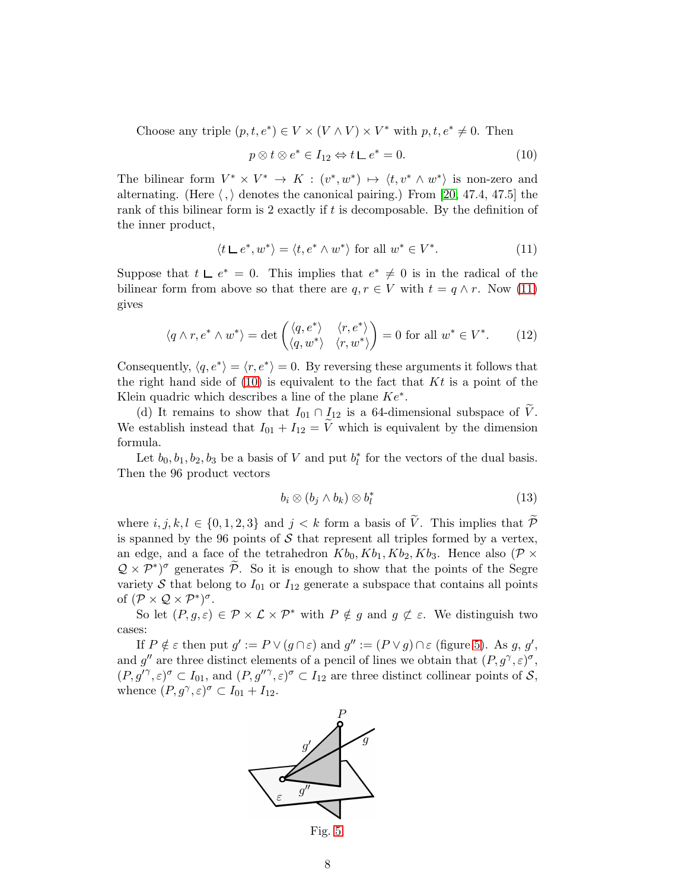Choose any triple $(p, t, e^*) \in V \times (V \wedge V) \times V^*$ with $p, t, e^* \neq 0$. Then

$$p \otimes t \otimes e^* \in I_{12} \Leftrightarrow t \llcorner e^* = 0. \tag{10}$$

The bilinear form $V^* \times V^* \to K : (v^*, w^*) \mapsto \langle t, v^* \wedge w^* \rangle$ is non-zero and alternating. (Here $\langle \, , \rangle$ denotes the canonical pairing.) From [20, 47.4, 47.5] the rank of this bilinear form is 2 exactly if $t$ is decomposable. By the definition of the inner product,

$$\langle t \llcorner e^*, w^* \rangle = \langle t, e^* \wedge w^* \rangle \text{ for all } w^* \in V^*. \tag{11}$$

Suppose that $t \llcorner e^* = 0$. This implies that $e^* \neq 0$ is in the radical of the bilinear form from above so that there are $q, r \in V$ with $t = q \wedge r$. Now (11) gives

$$\langle q \wedge r, e^* \wedge w^* \rangle = \det \begin{pmatrix} \langle q, e^* \rangle & \langle r, e^* \rangle \\ \langle q, w^* \rangle & \langle r, w^* \rangle \end{pmatrix} = 0 \text{ for all } w^* \in V^*. \tag{12}$$

Consequently, $\langle q, e^* \rangle = \langle r, e^* \rangle = 0$. By reversing these arguments it follows that the right hand side of (10) is equivalent to the fact that $Kt$ is a point of the Klein quadric which describes a line of the plane $Ke^*$.

(d) It remains to show that $I_{01} \cap I_{12}$ is a 64-dimensional subspace of $\widetilde{V}$. We establish instead that $I_{01} + I_{12} = \widetilde{V}$ which is equivalent by the dimension formula.

Let $b_0, b_1, b_2, b_3$ be a basis of $V$ and put $b_l^*$ for the vectors of the dual basis. Then the 96 product vectors

$$b_i \otimes (b_j \wedge b_k) \otimes b_l^* \tag{13}$$

where $i, j, k, l \in \{0, 1, 2, 3\}$ and $j < k$ form a basis of $\widetilde{V}$. This implies that $\widetilde{\mathcal{P}}$ is spanned by the 96 points of $\mathcal{S}$ that represent all triples formed by a vertex, an edge, and a face of the tetrahedron $Kb_0, Kb_1, Kb_2, Kb_3$. Hence also $(\mathcal{P} \times \mathcal{Q} \times \mathcal{P}^*)^\sigma$ generates $\widetilde{\mathcal{P}}$. So it is enough to show that the points of the Segre variety $\mathcal{S}$ that belong to $I_{01}$ or $I_{12}$ generate a subspace that contains all points of $(\mathcal{P} \times \mathcal{Q} \times \mathcal{P}^*)^\sigma$.

So let $(P, g, \varepsilon) \in \mathcal{P} \times \mathcal{L} \times \mathcal{P}^*$ with $P \notin g$ and $g \not\subset \varepsilon$. We distinguish two cases:

If $P \notin \varepsilon$ then put $g' := P \vee (g \cap \varepsilon)$ and $g'' := (P \vee g) \cap \varepsilon$ (figure 5). As $g$, $g'$, and $g''$ are three distinct elements of a pencil of lines we obtain that $(P, g^\gamma, \varepsilon)^\sigma$, $(P, g'^\gamma, \varepsilon)^\sigma \subset I_{01}$, and $(P, g''^\gamma, \varepsilon)^\sigma \subset I_{12}$ are three distinct collinear points of $\mathcal{S}$, whence $(P, g^\gamma, \varepsilon)^\sigma \subset I_{01} + I_{12}$.

Fig. 5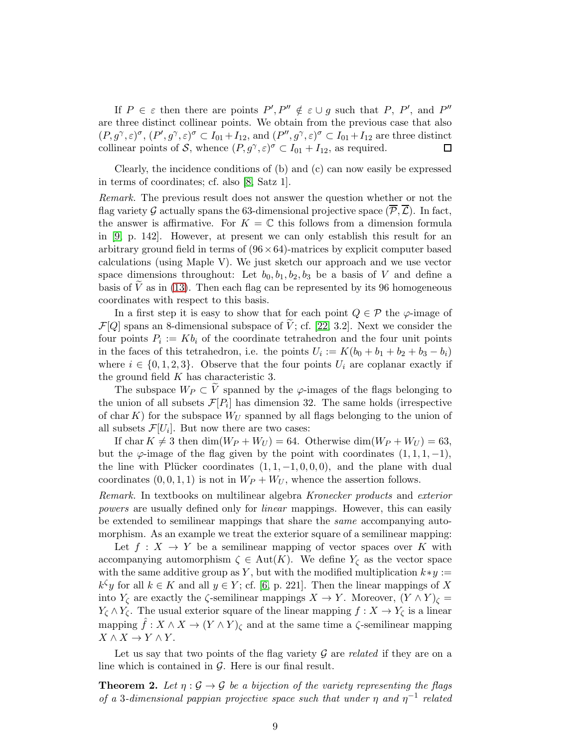If $P \in \varepsilon$ then there are points $P', P'' \notin \varepsilon \cup g$ such that $P$, $P'$, and $P''$ are three distinct collinear points. We obtain from the previous case that also $(P, g^\gamma, \varepsilon)^\sigma$, $(P', g^\gamma, \varepsilon)^\sigma \subset I_{01} + I_{12}$, and $(P'', g^\gamma, \varepsilon)^\sigma \subset I_{01} + I_{12}$ are three distinct collinear points of $\mathcal{S}$, whence $(P, g^\gamma, \varepsilon)^\sigma \subset I_{01} + I_{12}$, as required. □

Clearly, the incidence conditions of (b) and (c) can now easily be expressed in terms of coordinates; cf. also [8, Satz 1].

*Remark.* The previous result does not answer the question whether or not the flag variety $\mathcal{G}$ actually spans the 63-dimensional projective space $(\overline{\mathcal{P}}, \overline{\mathcal{L}})$. In fact, the answer is affirmative. For $K = \mathbb{C}$ this follows from a dimension formula in [9, p. 142]. However, at present we can only establish this result for an arbitrary ground field in terms of $(96 \times 64)$-matrices by explicit computer based calculations (using Maple V). We just sketch our approach and we use vector space dimensions throughout: Let $b_0, b_1, b_2, b_3$ be a basis of $V$ and define a basis of $\widetilde{V}$ as in (13). Then each flag can be represented by its 96 homogeneous coordinates with respect to this basis.

In a first step it is easy to show that for each point $Q \in \mathcal{P}$ the $\varphi$-image of $\mathcal{F}[Q]$ spans an 8-dimensional subspace of $\widetilde{V}$; cf. [22, 3.2]. Next we consider the four points $P_i := Kb_i$ of the coordinate tetrahedron and the four unit points in the faces of this tetrahedron, i.e. the points $U_i := K(b_0 + b_1 + b_2 + b_3 - b_i)$ where $i \in \{0, 1, 2, 3\}$. Observe that the four points $U_i$ are coplanar exactly if the ground field $K$ has characteristic 3.

The subspace $W_P \subset \widetilde{V}$ spanned by the $\varphi$-images of the flags belonging to the union of all subsets $\mathcal{F}[P_i]$ has dimension 32. The same holds (irrespective of $\operatorname{char} K$) for the subspace $W_U$ spanned by all flags belonging to the union of all subsets $\mathcal{F}[U_i]$. But now there are two cases:

If $\operatorname{char} K \neq 3$ then $\dim(W_P + W_U) = 64$. Otherwise $\dim(W_P + W_U) = 63$, but the $\varphi$-image of the flag given by the point with coordinates $(1, 1, 1, -1)$, the line with Plücker coordinates $(1, 1, -1, 0, 0, 0)$, and the plane with dual coordinates $(0, 0, 1, 1)$ is not in $W_P + W_U$, whence the assertion follows.

*Remark.* In textbooks on multilinear algebra *Kronecker products* and *exterior powers* are usually defined only for *linear* mappings. However, this can easily be extended to semilinear mappings that share the *same* accompanying automorphism. As an example we treat the exterior square of a semilinear mapping:

Let $f : X \to Y$ be a semilinear mapping of vector spaces over $K$ with accompanying automorphism $\zeta \in \operatorname{Aut}(K)$. We define $Y_\zeta$ as the vector space with the same additive group as $Y$, but with the modified multiplication $k * y := k^\zeta y$ for all $k \in K$ and all $y \in Y$; cf. [6, p. 221]. Then the linear mappings of $X$ into $Y_\zeta$ are exactly the $\zeta$-semilinear mappings $X \to Y$. Moreover, $(Y \wedge Y)_\zeta = Y_\zeta \wedge Y_\zeta$. The usual exterior square of the linear mapping $f : X \to Y_\zeta$ is a linear mapping $\hat{f} : X \wedge X \to (Y \wedge Y)_\zeta$ and at the same time a $\zeta$-semilinear mapping $X \wedge X \to Y \wedge Y$.

Let us say that two points of the flag variety $\mathcal{G}$ are *related* if they are on a line which is contained in $\mathcal{G}$. Here is our final result.

**Theorem 2.** *Let $\eta : \mathcal{G} \to \mathcal{G}$ be a bijection of the variety representing the flags of a 3-dimensional pappian projective space such that under $\eta$ and $\eta^{-1}$ related*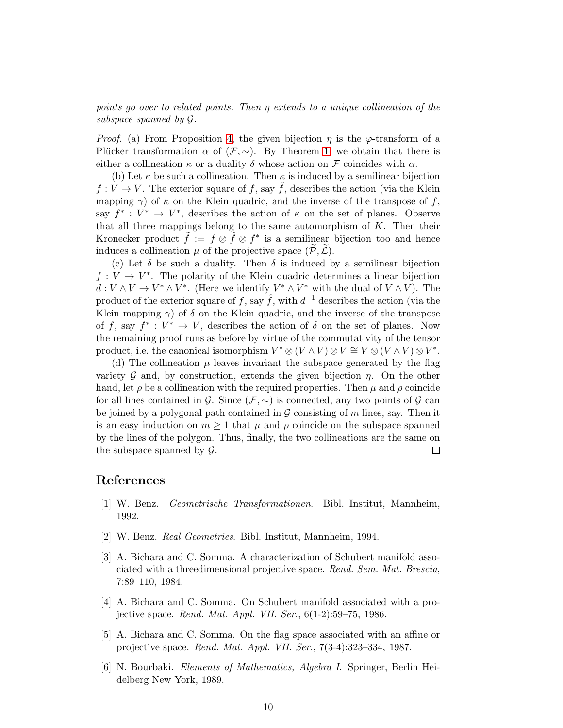*points go over to related points. Then $\eta$ extends to a unique collineation of the subspace spanned by $\mathcal{G}$.*

*Proof.* (a) From Proposition 4, the given bijection $\eta$ is the $\varphi$-transform of a Plücker transformation $\alpha$ of $(\mathcal{F}, \sim)$. By Theorem 1, we obtain that there is either a collineation $\kappa$ or a duality $\delta$ whose action on $\mathcal{F}$ coincides with $\alpha$.

(b) Let $\kappa$ be such a collineation. Then $\kappa$ is induced by a semilinear bijection $f : V \to V$. The exterior square of $f$, say $\hat{f}$, describes the action (via the Klein mapping $\gamma$) of $\kappa$ on the Klein quadric, and the inverse of the transpose of $f$, say $f^* : V^* \to V^*$, describes the action of $\kappa$ on the set of planes. Observe that all three mappings belong to the same automorphism of $K$. Then their Kronecker product $\tilde{f} := f \otimes \hat{f} \otimes f^*$ is a semilinear bijection too and hence induces a collineation $\mu$ of the projective space $(\widetilde{\mathcal{P}}, \widetilde{\mathcal{L}})$.

(c) Let $\delta$ be such a duality. Then $\delta$ is induced by a semilinear bijection $f : V \to V^*$. The polarity of the Klein quadric determines a linear bijection $d : V \wedge V \to V^* \wedge V^*$. (Here we identify $V^* \wedge V^*$ with the dual of $V \wedge V$). The product of the exterior square of $f$, say $\hat{f}$, with $d^{-1}$ describes the action (via the Klein mapping $\gamma$) of $\delta$ on the Klein quadric, and the inverse of the transpose of $f$, say $f^* : V^* \to V$, describes the action of $\delta$ on the set of planes. Now the remaining proof runs as before by virtue of the commutativity of the tensor product, i.e. the canonical isomorphism $V^* \otimes (V \wedge V) \otimes V \cong V \otimes (V \wedge V) \otimes V^*$.

(d) The collineation $\mu$ leaves invariant the subspace generated by the flag variety $\mathcal{G}$ and, by construction, extends the given bijection $\eta$. On the other hand, let $\rho$ be a collineation with the required properties. Then $\mu$ and $\rho$ coincide for all lines contained in $\mathcal{G}$. Since $(\mathcal{F}, \sim)$ is connected, any two points of $\mathcal{G}$ can be joined by a polygonal path contained in $\mathcal{G}$ consisting of $m$ lines, say. Then it is an easy induction on $m \geq 1$ that $\mu$ and $\rho$ coincide on the subspace spanned by the lines of the polygon. Thus, finally, the two collineations are the same on the subspace spanned by $\mathcal{G}$. □

## References

[1] W. Benz. *Geometrische Transformationen*. Bibl. Institut, Mannheim, 1992.

[2] W. Benz. *Real Geometries*. Bibl. Institut, Mannheim, 1994.

[3] A. Bichara and C. Somma. A characterization of Schubert manifold associated with a threedimensional projective space. *Rend. Sem. Mat. Brescia*, 7:89–110, 1984.

[4] A. Bichara and C. Somma. On Schubert manifold associated with a projective space. *Rend. Mat. Appl. VII. Ser.*, 6(1-2):59–75, 1986.

[5] A. Bichara and C. Somma. On the flag space associated with an affine or projective space. *Rend. Mat. Appl. VII. Ser.*, 7(3-4):323–334, 1987.

[6] N. Bourbaki. *Elements of Mathematics, Algebra I.* Springer, Berlin Heidelberg New York, 1989.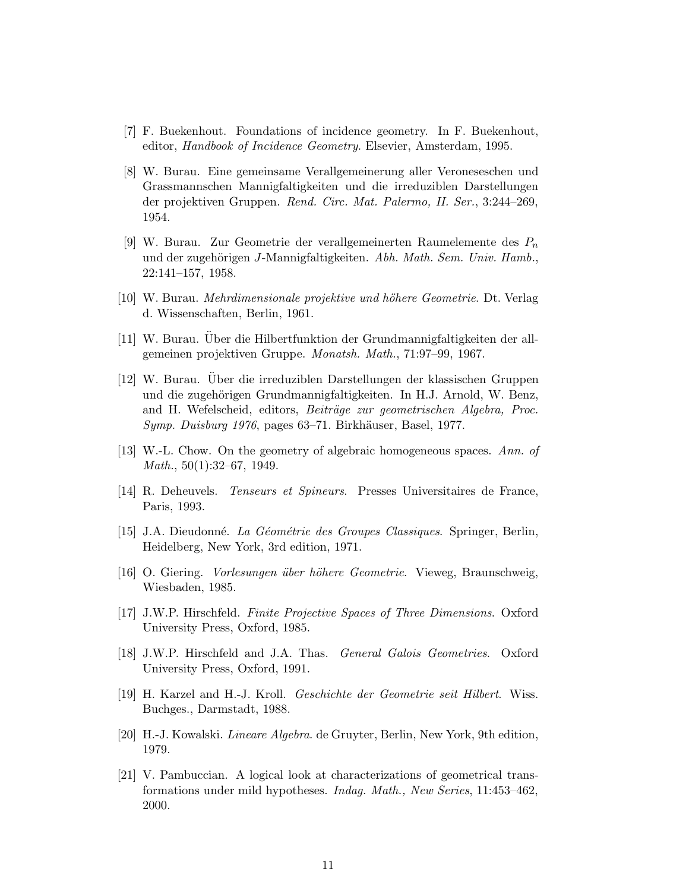[7] F. Buekenhout. Foundations of incidence geometry. In F. Buekenhout, editor, *Handbook of Incidence Geometry*. Elsevier, Amsterdam, 1995.

[8] W. Burau. Eine gemeinsame Verallgemeinerung aller Veroneseschen und Grassmannschen Mannigfaltigkeiten und die irreduziblen Darstellungen der projektiven Gruppen. *Rend. Circ. Mat. Palermo, II. Ser.*, 3:244–269, 1954.

[9] W. Burau. Zur Geometrie der verallgemeinerten Raumelemente des $P_n$ und der zugehörigen $J$-Mannigfaltigkeiten. *Abh. Math. Sem. Univ. Hamb.*, 22:141–157, 1958.

[10] W. Burau. *Mehrdimensionale projektive und höhere Geometrie*. Dt. Verlag d. Wissenschaften, Berlin, 1961.

[11] W. Burau. Über die Hilbertfunktion der Grundmannigfaltigkeiten der allgemeinen projektiven Gruppe. *Monatsh. Math.*, 71:97–99, 1967.

[12] W. Burau. Über die irreduziblen Darstellungen der klassischen Gruppen und die zugehörigen Grundmannigfaltigkeiten. In H.J. Arnold, W. Benz, and H. Wefelscheid, editors, *Beiträge zur geometrischen Algebra, Proc. Symp. Duisburg 1976*, pages 63–71. Birkhäuser, Basel, 1977.

[13] W.-L. Chow. On the geometry of algebraic homogeneous spaces. *Ann. of Math.*, 50(1):32–67, 1949.

[14] R. Deheuvels. *Tenseurs et Spineurs*. Presses Universitaires de France, Paris, 1993.

[15] J.A. Dieudonné. *La Géométrie des Groupes Classiques*. Springer, Berlin, Heidelberg, New York, 3rd edition, 1971.

[16] O. Giering. *Vorlesungen über höhere Geometrie*. Vieweg, Braunschweig, Wiesbaden, 1985.

[17] J.W.P. Hirschfeld. *Finite Projective Spaces of Three Dimensions*. Oxford University Press, Oxford, 1985.

[18] J.W.P. Hirschfeld and J.A. Thas. *General Galois Geometries*. Oxford University Press, Oxford, 1991.

[19] H. Karzel and H.-J. Kroll. *Geschichte der Geometrie seit Hilbert*. Wiss. Buchges., Darmstadt, 1988.

[20] H.-J. Kowalski. *Lineare Algebra*. de Gruyter, Berlin, New York, 9th edition, 1979.

[21] V. Pambuccian. A logical look at characterizations of geometrical transformations under mild hypotheses. *Indag. Math., New Series*, 11:453–462, 2000.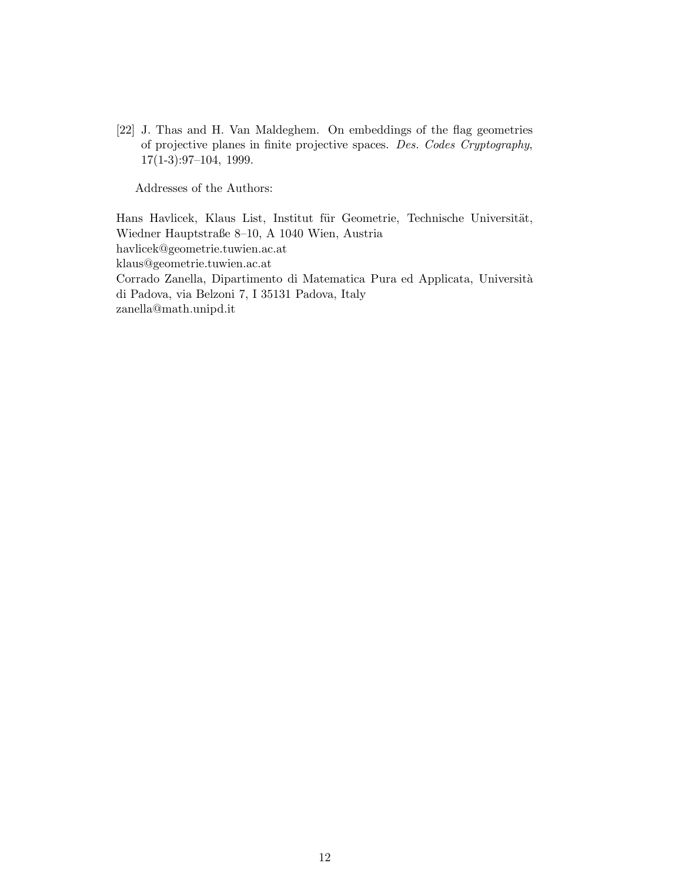[22] J. Thas and H. Van Maldeghem. On embeddings of the flag geometries of projective planes in finite projective spaces. *Des. Codes Cryptography*, 17(1-3):97–104, 1999.

Addresses of the Authors:

Hans Havlicek, Klaus List, Institut für Geometrie, Technische Universität, Wiedner Hauptstraße 8–10, A 1040 Wien, Austria
havlicek@geometrie.tuwien.ac.at
klaus@geometrie.tuwien.ac.at
Corrado Zanella, Dipartimento di Matematica Pura ed Applicata, Università di Padova, via Belzoni 7, I 35131 Padova, Italy
zanella@math.unipd.it